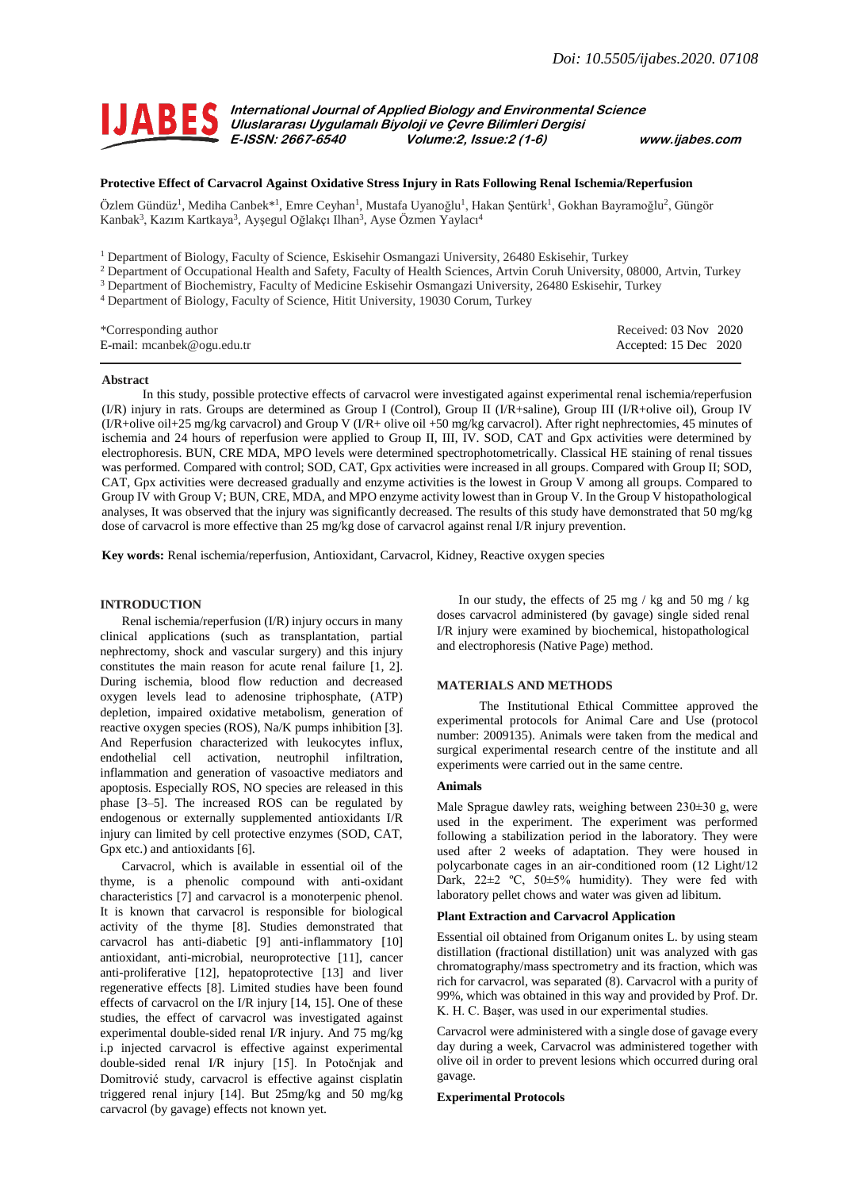Doi: 10.5505/ijabes.2020. 07108

# Protective Effect of Carvacrol Against Oxidative Stress Injury in Rats Following Renal Ischemia/Reperfusion

Özlem Gündüz[1], Mediha Canbek*[1], Emre Ceyhan[1], Mustafa Uyanoğlu[1], Hakan Şentürk[1], Gokhan Bayramoğlu[2], Güngör Kanbak[3], Kazım Kartkaya[3], Ayşegul Oğlakçı Ilhan[3], Ayse Özmen Yaylacı[4]

[1] Department of Biology, Faculty of Science, Eskisehir Osmangazi University, 26480 Eskisehir, Turkey
[2] Department of Occupational Health and Safety, Faculty of Health Sciences, Artvin Coruh University, 08000, Artvin, Turkey
[3] Department of Biochemistry, Faculty of Medicine Eskisehir Osmangazi University, 26480 Eskisehir, Turkey
[4] Department of Biology, Faculty of Science, Hitit University, 19030 Corum, Turkey

*Corresponding author
E-mail: mcanbek@ogu.edu.tr

Received: 03 Nov 2020
Accepted: 15 Dec 2020

## Abstract

In this study, possible protective effects of carvacrol were investigated against experimental renal ischemia/reperfusion (I/R) injury in rats. Groups are determined as Group I (Control), Group II (I/R+saline), Group III (I/R+olive oil), Group IV (I/R+olive oil+25 mg/kg carvacrol) and Group V (I/R+ olive oil +50 mg/kg carvacrol). After right nephrectomies, 45 minutes of ischemia and 24 hours of reperfusion were applied to Group II, III, IV. SOD, CAT and Gpx activities were determined by electrophoresis. BUN, CRE MDA, MPO levels were determined spectrophotometrically. Classical HE staining of renal tissues was performed. Compared with control; SOD, CAT, Gpx activities were increased in all groups. Compared with Group II; SOD, CAT, Gpx activities were decreased gradually and enzyme activities is the lowest in Group V among all groups. Compared to Group IV with Group V; BUN, CRE, MDA, and MPO enzyme activity lowest than in Group V. In the Group V histopathological analyses, It was observed that the injury was significantly decreased. The results of this study have demonstrated that 50 mg/kg dose of carvacrol is more effective than 25 mg/kg dose of carvacrol against renal I/R injury prevention.

**Key words:** Renal ischemia/reperfusion, Antioxidant, Carvacrol, Kidney, Reactive oxygen species

## INTRODUCTION

Renal ischemia/reperfusion (I/R) injury occurs in many clinical applications (such as transplantation, partial nephrectomy, shock and vascular surgery) and this injury constitutes the main reason for acute renal failure [1, 2]. During ischemia, blood flow reduction and decreased oxygen levels lead to adenosine triphosphate, (ATP) depletion, impaired oxidative metabolism, generation of reactive oxygen species (ROS), Na/K pumps inhibition [3]. And Reperfusion characterized with leukocytes influx, endothelial cell activation, neutrophil infiltration, inflammation and generation of vasoactive mediators and apoptosis. Especially ROS, NO species are released in this phase [3–5]. The increased ROS can be regulated by endogenous or externally supplemented antioxidants I/R injury can limited by cell protective enzymes (SOD, CAT, Gpx etc.) and antioxidants [6].

Carvacrol, which is available in essential oil of the thyme, is a phenolic compound with anti-oxidant characteristics [7] and carvacrol is a monoterpenic phenol. It is known that carvacrol is responsible for biological activity of the thyme [8]. Studies demonstrated that carvacrol has anti-diabetic [9] anti-inflammatory [10] antioxidant, anti-microbial, neuroprotective [11], cancer anti-proliferative [12], hepatoprotective [13] and liver regenerative effects [8]. Limited studies have been found effects of carvacrol on the I/R injury [14, 15]. One of these studies, the effect of carvacrol was investigated against experimental double-sided renal I/R injury. And 75 mg/kg i.p injected carvacrol is effective against experimental double-sided renal I/R injury [15]. In Potočnjak and Domitrović study, carvacrol is effective against cisplatin triggered renal injury [14]. But 25mg/kg and 50 mg/kg carvacrol (by gavage) effects not known yet.

In our study, the effects of 25 mg / kg and 50 mg / kg doses carvacrol administered (by gavage) single sided renal I/R injury were examined by biochemical, histopathological and electrophoresis (Native Page) method.

## MATERIALS AND METHODS

The Institutional Ethical Committee approved the experimental protocols for Animal Care and Use (protocol number: 2009135). Animals were taken from the medical and surgical experimental research centre of the institute and all experiments were carried out in the same centre.

### Animals

Male Sprague dawley rats, weighing between 230±30 g, were used in the experiment. The experiment was performed following a stabilization period in the laboratory. They were used after 2 weeks of adaptation. They were housed in polycarbonate cages in an air-conditioned room (12 Light/12 Dark, 22±2 ºC, 50±5% humidity). They were fed with laboratory pellet chows and water was given ad libitum.

### Plant Extraction and Carvacrol Application

Essential oil obtained from Origanum onites L. by using steam distillation (fractional distillation) unit was analyzed with gas chromatography/mass spectrometry and its fraction, which was rich for carvacrol, was separated (8). Carvacrol with a purity of 99%, which was obtained in this way and provided by Prof. Dr. K. H. C. Başer, was used in our experimental studies.

Carvacrol were administered with a single dose of gavage every day during a week, Carvacrol was administered together with olive oil in order to prevent lesions which occurred during oral gavage.

### Experimental Protocols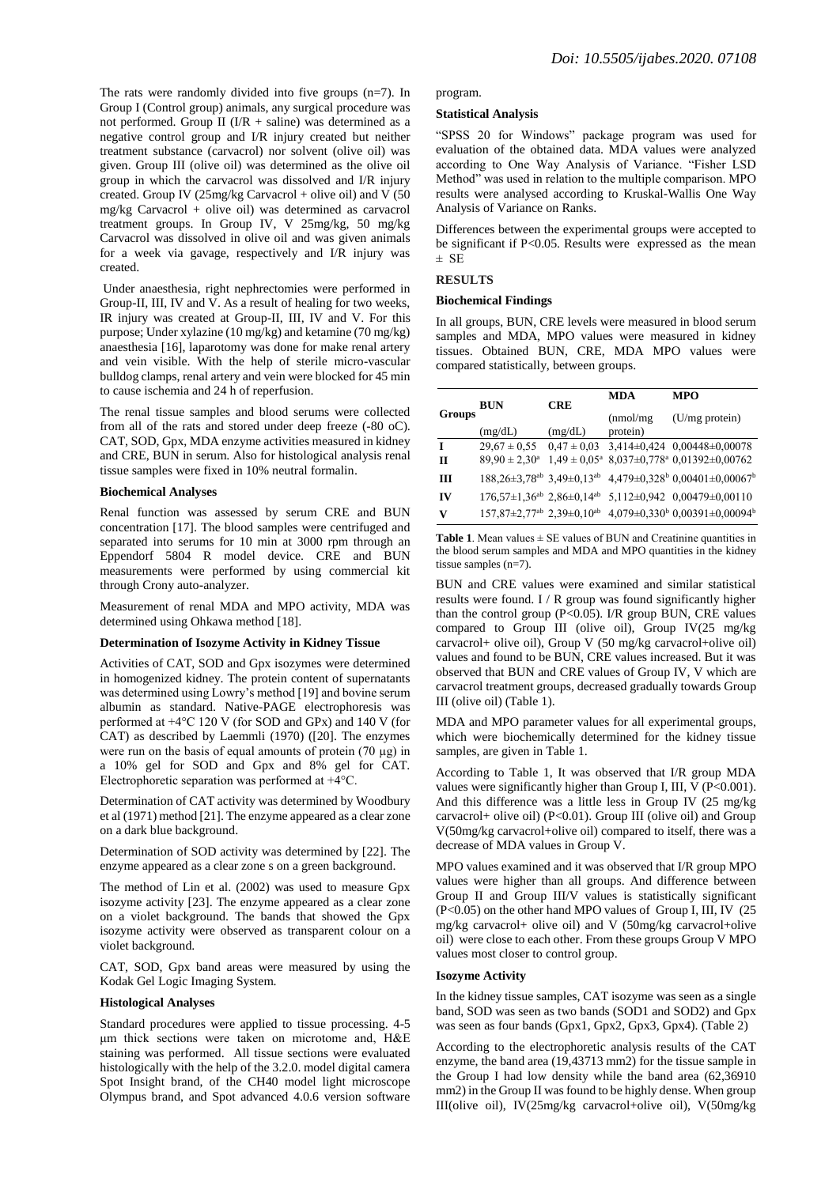The rats were randomly divided into five groups (n=7). In Group I (Control group) animals, any surgical procedure was not performed. Group II (I/R + saline) was determined as a negative control group and I/R injury created but neither treatment substance (carvacrol) nor solvent (olive oil) was given. Group III (olive oil) was determined as the olive oil group in which the carvacrol was dissolved and I/R injury created. Group IV (25mg/kg Carvacrol + olive oil) and V (50 mg/kg Carvacrol + olive oil) was determined as carvacrol treatment groups. In Group IV, V 25mg/kg, 50 mg/kg Carvacrol was dissolved in olive oil and was given animals for a week via gavage, respectively and I/R injury was created.

Under anaesthesia, right nephrectomies were performed in Group-II, III, IV and V. As a result of healing for two weeks, IR injury was created at Group-II, III, IV and V. For this purpose; Under xylazine (10 mg/kg) and ketamine (70 mg/kg) anaesthesia [16], laparotomy was done for make renal artery and vein visible. With the help of sterile micro-vascular bulldog clamps, renal artery and vein were blocked for 45 min to cause ischemia and 24 h of reperfusion.

The renal tissue samples and blood serums were collected from all of the rats and stored under deep freeze (-80 oC). CAT, SOD, Gpx, MDA enzyme activities measured in kidney and CRE, BUN in serum. Also for histological analysis renal tissue samples were fixed in 10% neutral formalin.

### Biochemical Analyses

Renal function was assessed by serum CRE and BUN concentration [17]. The blood samples were centrifuged and separated into serums for 10 min at 3000 rpm through an Eppendorf 5804 R model device. CRE and BUN measurements were performed by using commercial kit through Crony auto-analyzer.

Measurement of renal MDA and MPO activity, MDA was determined using Ohkawa method [18].

### Determination of Isozyme Activity in Kidney Tissue

Activities of CAT, SOD and Gpx isozymes were determined in homogenized kidney. The protein content of supernatants was determined using Lowry's method [19] and bovine serum albumin as standard. Native-PAGE electrophoresis was performed at +4°C 120 V (for SOD and GPx) and 140 V (for CAT) as described by Laemmli (1970) ([20]. The enzymes were run on the basis of equal amounts of protein (70 μg) in a 10% gel for SOD and Gpx and 8% gel for CAT. Electrophoretic separation was performed at +4°C.

Determination of CAT activity was determined by Woodbury et al (1971) method [21]. The enzyme appeared as a clear zone on a dark blue background.

Determination of SOD activity was determined by [22]. The enzyme appeared as a clear zone s on a green background.

The method of Lin et al. (2002) was used to measure Gpx isozyme activity [23]. The enzyme appeared as a clear zone on a violet background. The bands that showed the Gpx isozyme activity were observed as transparent colour on a violet background.

CAT, SOD, Gpx band areas were measured by using the Kodak Gel Logic Imaging System.

### Histological Analyses

Standard procedures were applied to tissue processing. 4-5 µm thick sections were taken on microtome and, H&E staining was performed. All tissue sections were evaluated histologically with the help of the 3.2.0. model digital camera Spot Insight brand, of the CH40 model light microscope Olympus brand, and Spot advanced 4.0.6 version software program.

### Statistical Analysis

"SPSS 20 for Windows" package program was used for evaluation of the obtained data. MDA values were analyzed according to One Way Analysis of Variance. "Fisher LSD Method" was used in relation to the multiple comparison. MPO results were analysed according to Kruskal-Wallis One Way Analysis of Variance on Ranks.

Differences between the experimental groups were accepted to be significant if P<0.05. Results were expressed as the mean ± SE

## RESULTS

### Biochemical Findings

In all groups, BUN, CRE levels were measured in blood serum samples and MDA, MPO values were measured in kidney tissues. Obtained BUN, CRE, MDA MPO values were compared statistically, between groups.

| Groups | BUN (mg/dL) | CRE (mg/dL) | MDA (nmol/mg protein) | MPO (U/mg protein) |
|---|---|---|---|---|
| I | 29,67 ± 0,55 | 0,47 ± 0,03 | 3,414±0,424 | 0,00448±0,00078 |
| II | 89,90 ± 2,30[a] | 1,49 ± 0,05[a] | 8,037±0,778[a] | 0,01392±0,00762 |
| III | 188,26±3,78[ab] | 3,49±0,13[ab] | 4,479±0,328[b] | 0,00401±0,00067[b] |
| IV | 176,57±1,36[ab] | 2,86±0,14[ab] | 5,112±0,942 | 0,00479±0,00110 |
| V | 157,87±2,77[ab] | 2,39±0,10[ab] | 4,079±0,330[b] | 0,00391±0,00094[b] |

**Table 1**. Mean values ± SE values of BUN and Creatinine quantities in the blood serum samples and MDA and MPO quantities in the kidney tissue samples (n=7).

BUN and CRE values were examined and similar statistical results were found. I / R group was found significantly higher than the control group (P<0.05). I/R group BUN, CRE values compared to Group III (olive oil), Group IV(25 mg/kg carvacrol+ olive oil), Group V (50 mg/kg carvacrol+olive oil) values and found to be BUN, CRE values increased. But it was observed that BUN and CRE values of Group IV, V which are carvacrol treatment groups, decreased gradually towards Group III (olive oil) (Table 1).

MDA and MPO parameter values for all experimental groups, which were biochemically determined for the kidney tissue samples, are given in Table 1.

According to Table 1, It was observed that I/R group MDA values were significantly higher than Group I, III, V (P<0.001). And this difference was a little less in Group IV (25 mg/kg carvacrol+ olive oil) (P<0.01). Group III (olive oil) and Group V(50mg/kg carvacrol+olive oil) compared to itself, there was a decrease of MDA values in Group V.

MPO values examined and it was observed that I/R group MPO values were higher than all groups. And difference between Group II and Group III/V values is statistically significant (P<0.05) on the other hand MPO values of Group I, III, IV (25 mg/kg carvacrol+ olive oil) and V (50mg/kg carvacrol+olive oil) were close to each other. From these groups Group V MPO values most closer to control group.

### Isozyme Activity

In the kidney tissue samples, CAT isozyme was seen as a single band, SOD was seen as two bands (SOD1 and SOD2) and Gpx was seen as four bands (Gpx1, Gpx2, Gpx3, Gpx4). (Table 2)

According to the electrophoretic analysis results of the CAT enzyme, the band area (19,43713 mm2) for the tissue sample in the Group I had low density while the band area (62,36910 mm2) in the Group II was found to be highly dense. When group III(olive oil), IV(25mg/kg carvacrol+olive oil), V(50mg/kg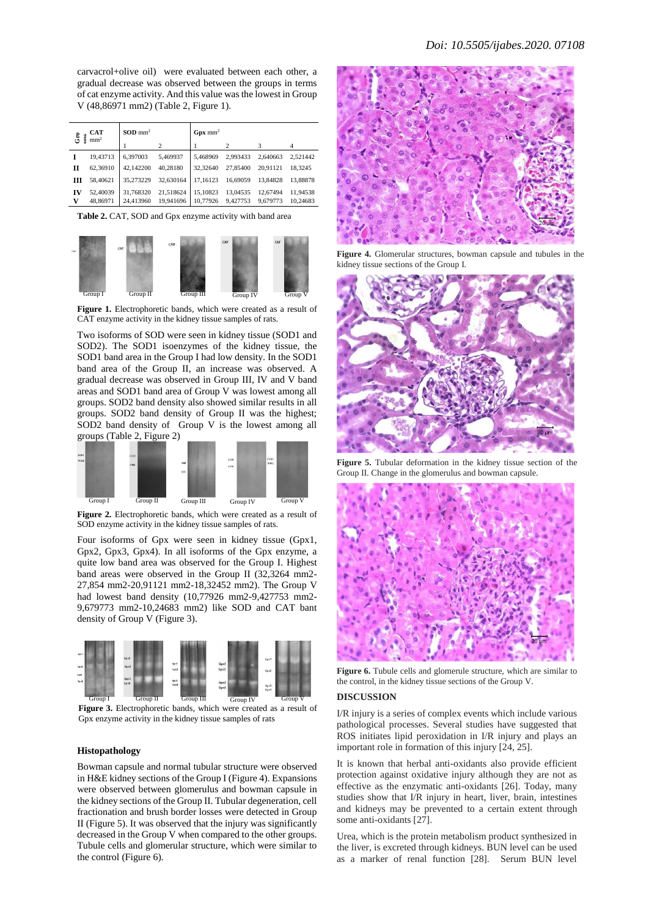carvacrol+olive oil) were evaluated between each other, a gradual decrease was observed between the groups in terms of cat enzyme activity. And this value was the lowest in Group V (48,86971 mm2) (Table 2, Figure 1).

| Groups | CAT mm² | SOD mm² | | Gpx mm² | | | |
|---|---|---|---|---|---|---|---|
| | | 1 | 2 | 1 | 2 | 3 | 4 |
| I | 19,43713 | 6,397003 | 5,469937 | 5,468969 | 2,993433 | 2,640663 | 2,521442 |
| II | 62,36910 | 42,142200 | 40,28180 | 32,32640 | 27,85400 | 20,91121 | 18,3245 |
| III | 58,40621 | 35,273229 | 32,630164 | 17,16123 | 16,69059 | 13,84828 | 13,88878 |
| IV | 52,40039 | 31,768320 | 21,518624 | 15,10823 | 13,04535 | 12,67494 | 11,94538 |
| V | 48,86971 | 24,413960 | 19,941696 | 10,77926 | 9,427753 | 9,679773 | 10,24683 |

**Table 2.** CAT, SOD and Gpx enzyme activity with band area

**Figure 1.** Electrophoretic bands, which were created as a result of CAT enzyme activity in the kidney tissue samples of rats.

Two isoforms of SOD were seen in kidney tissue (SOD1 and SOD2). The SOD1 isoenzymes of the kidney tissue, the SOD1 band area in the Group I had low density. In the SOD1 band area of the Group II, an increase was observed. A gradual decrease was observed in Group III, IV and V band areas and SOD1 band area of Group V was lowest among all groups. SOD2 band density also showed similar results in all groups. SOD2 band density of Group II was the highest; SOD2 band density of Group V is the lowest among all groups (Table 2, Figure 2)

**Figure 2.** Electrophoretic bands, which were created as a result of SOD enzyme activity in the kidney tissue samples of rats.

Four isoforms of Gpx were seen in kidney tissue (Gpx1, Gpx2, Gpx3, Gpx4). In all isoforms of the Gpx enzyme, a quite low band area was observed for the Group I. Highest band areas were observed in the Group II (32,3264 mm2-27,854 mm2-20,91121 mm2-18,32452 mm2). The Group V had lowest band density (10,77926 mm2-9,427753 mm2-9,679773 mm2-10,24683 mm2) like SOD and CAT bant density of Group V (Figure 3).

**Figure 3.** Electrophoretic bands, which were created as a result of Gpx enzyme activity in the kidney tissue samples of rats

### Histopathology

Bowman capsule and normal tubular structure were observed in H&E kidney sections of the Group I (Figure 4). Expansions were observed between glomerulus and bowman capsule in the kidney sections of the Group II. Tubular degeneration, cell fractionation and brush border losses were detected in Group II (Figure 5). It was observed that the injury was significantly decreased in the Group V when compared to the other groups. Tubule cells and glomerular structure, which were similar to the control (Figure 6).

**Figure 4.** Glomerular structures, bowman capsule and tubules in the kidney tissue sections of the Group I.

**Figure 5.** Tubular deformation in the kidney tissue section of the Group II. Change in the glomerulus and bowman capsule.

**Figure 6.** Tubule cells and glomerule structure, which are similar to the control, in the kidney tissue sections of the Group V.

## DISCUSSION

I/R injury is a series of complex events which include various pathological processes. Several studies have suggested that ROS initiates lipid peroxidation in I/R injury and plays an important role in formation of this injury [24, 25].

It is known that herbal anti-oxidants also provide efficient protection against oxidative injury although they are not as effective as the enzymatic anti-oxidants [26]. Today, many studies show that I/R injury in heart, liver, brain, intestines and kidneys may be prevented to a certain extent through some anti-oxidants [27].

Urea, which is the protein metabolism product synthesized in the liver, is excreted through kidneys. BUN level can be used as a marker of renal function [28]. Serum BUN level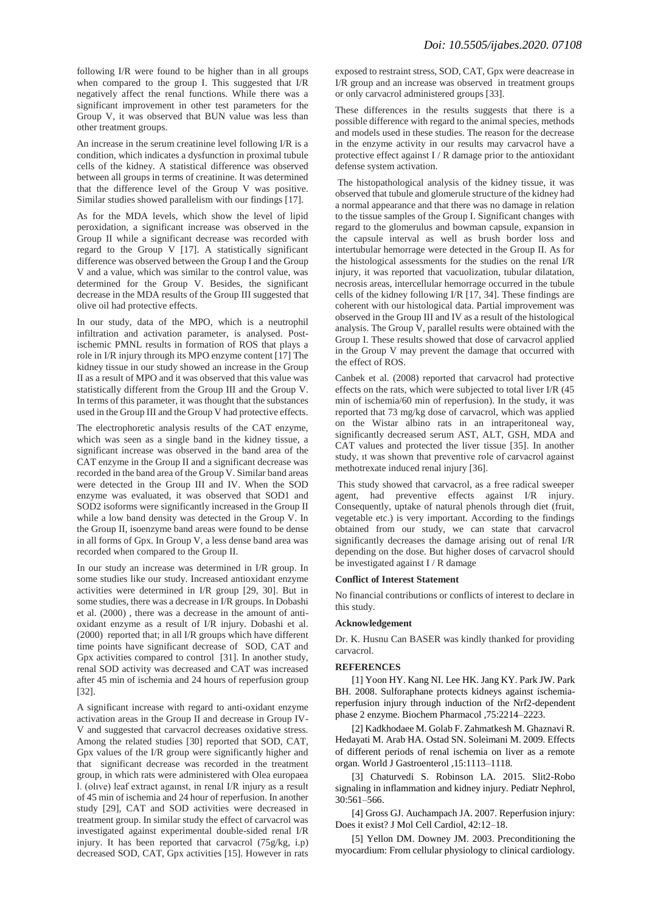following I/R were found to be higher than in all groups when compared to the group I. This suggested that I/R negatively affect the renal functions. While there was a significant improvement in other test parameters for the Group V, it was observed that BUN value was less than other treatment groups.

An increase in the serum creatinine level following I/R is a condition, which indicates a dysfunction in proximal tubule cells of the kidney. A statistical difference was observed between all groups in terms of creatinine. It was determined that the difference level of the Group V was positive. Similar studies showed parallelism with our findings [17].

As for the MDA levels, which show the level of lipid peroxidation, a significant increase was observed in the Group II while a significant decrease was recorded with regard to the Group V [17]. A statistically significant difference was observed between the Group I and the Group V and a value, which was similar to the control value, was determined for the Group V. Besides, the significant decrease in the MDA results of the Group III suggested that olive oil had protective effects.

In our study, data of the MPO, which is a neutrophil infiltration and activation parameter, is analysed. Post-ischemic PMNL results in formation of ROS that plays a role in I/R injury through its MPO enzyme content [17] The kidney tissue in our study showed an increase in the Group II as a result of MPO and it was observed that this value was statistically different from the Group III and the Group V. In terms of this parameter, it was thought that the substances used in the Group III and the Group V had protective effects.

The electrophoretic analysis results of the CAT enzyme, which was seen as a single band in the kidney tissue, a significant increase was observed in the band area of the CAT enzyme in the Group II and a significant decrease was recorded in the band area of the Group V. Similar band areas were detected in the Group III and IV. When the SOD enzyme was evaluated, it was observed that SOD1 and SOD2 isoforms were significantly increased in the Group II while a low band density was detected in the Group V. In the Group II, isoenzyme band areas were found to be dense in all forms of Gpx. In Group V, a less dense band area was recorded when compared to the Group II.

In our study an increase was determined in I/R group. In some studies like our study. Increased antioxidant enzyme activities were determined in I/R group [29, 30]. But in some studies, there was a decrease in I/R groups. In Dobashi et al. (2000) , there was a decrease in the amount of anti-oxidant enzyme as a result of I/R injury. Dobashi et al. (2000) reported that; in all I/R groups which have different time points have significant decrease of SOD, CAT and Gpx activities compared to control [31]. In another study, renal SOD activity was decreased and CAT was increased after 45 min of ischemia and 24 hours of reperfusion group [32].

A significant increase with regard to anti-oxidant enzyme activation areas in the Group II and decrease in Group IV-V and suggested that carvacrol decreases oxidative stress. Among the related studies [30] reported that SOD, CAT, Gpx values of the I/R group were significantly higher and that significant decrease was recorded in the treatment group, in which rats were administered with Olea europaea l. (olıve) leaf extract agaınst, in renal I/R injury as a result of 45 min of ischemia and 24 hour of reperfusion. In another study [29], CAT and SOD activities were decreased in treatment group. In similar study the effect of carvacrol was investigated against experimental double-sided renal I/R injury. It has been reported that carvacrol (75g/kg, i.p) decreased SOD, CAT, Gpx activities [15]. However in rats exposed to restraint stress, SOD, CAT, Gpx were deacrease in I/R group and an increase was observed in treatment groups or only carvacrol administered groups [33].

These differences in the results suggests that there is a possible difference with regard to the animal species, methods and models used in these studies. The reason for the decrease in the enzyme activity in our results may carvacrol have a protective effect against I / R damage prior to the antioxidant defense system activation.

The histopathological analysis of the kidney tissue, it was observed that tubule and glomerule structure of the kidney had a normal appearance and that there was no damage in relation to the tissue samples of the Group I. Significant changes with regard to the glomerulus and bowman capsule, expansion in the capsule interval as well as brush border loss and intertubular hemorrage were detected in the Group II. As for the histological assessments for the studies on the renal I/R injury, it was reported that vacuolization, tubular dilatation, necrosis areas, intercellular hemorrage occurred in the tubule cells of the kidney following I/R [17, 34]. These findings are coherent with our histological data. Partial improvement was observed in the Group III and IV as a result of the histological analysis. The Group V, parallel results were obtained with the Group I. These results showed that dose of carvacrol applied in the Group V may prevent the damage that occurred with the effect of ROS.

Canbek et al. (2008) reported that carvacrol had protective effects on the rats, which were subjected to total liver I/R (45 min of ischemia/60 min of reperfusion). In the study, it was reported that 73 mg/kg dose of carvacrol, which was applied on the Wistar albino rats in an intraperitoneal way, significantly decreased serum AST, ALT, GSH, MDA and CAT values and protected the liver tissue [35]. In another study, ıt was shown that preventive role of carvacrol against methotrexate induced renal injury [36].

This study showed that carvacrol, as a free radical sweeper agent, had preventive effects against I/R injury. Consequently, uptake of natural phenols through diet (fruit, vegetable etc.) is very important. According to the findings obtained from our study, we can state that carvacrol significantly decreases the damage arising out of renal I/R depending on the dose. But higher doses of carvacrol should be investigated against I / R damage

**Conflict of Interest Statement**

No financial contributions or conflicts of interest to declare in this study.

**Acknowledgement**

Dr. K. Husnu Can BASER was kindly thanked for providing carvacrol.

**REFERENCES**

[1] Yoon HY. Kang NI. Lee HK. Jang KY. Park JW. Park BH. 2008. Sulforaphane protects kidneys against ischemia-reperfusion injury through induction of the Nrf2-dependent phase 2 enzyme. Biochem Pharmacol ,75:2214–2223.

[2] Kadkhodaee M. Golab F. Zahmatkesh M. Ghaznavi R. Hedayati M. Arab HA. Ostad SN. Soleimani M. 2009. Effects of different periods of renal ischemia on liver as a remote organ. World J Gastroenterol ,15:1113–1118.

[3] Chaturvedi S. Robinson LA. 2015. Slit2-Robo signaling in inflammation and kidney injury. Pediatr Nephrol, 30:561–566.

[4] Gross GJ. Auchampach JA. 2007. Reperfusion injury: Does it exist? J Mol Cell Cardiol, 42:12–18.

[5] Yellon DM. Downey JM. 2003. Preconditioning the myocardium: From cellular physiology to clinical cardiology.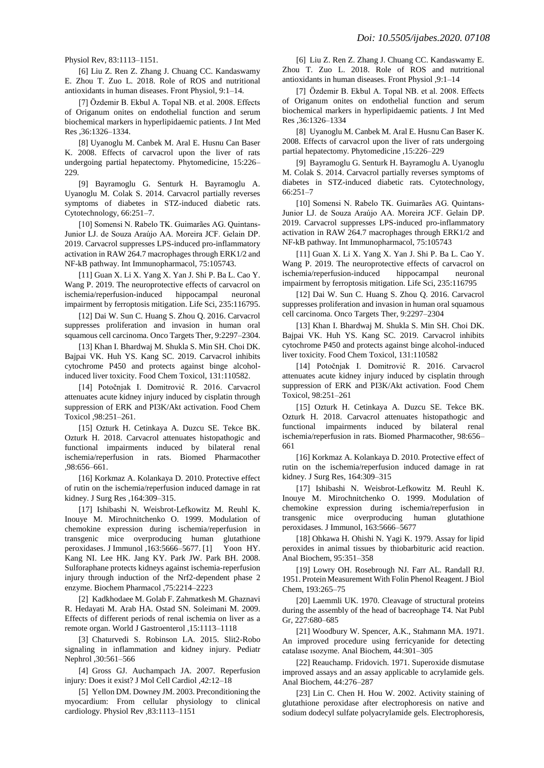Physiol Rev, 83:1113–1151.

[6] Liu Z. Ren Z. Zhang J. Chuang CC. Kandaswamy E. Zhou T. Zuo L. 2018. Role of ROS and nutritional antioxidants in human diseases. Front Physiol, 9:1–14.

[7] Özdemir B. Ekbul A. Topal NB. et al. 2008. Effects of Origanum onites on endothelial function and serum biochemical markers in hyperlipidaemic patients. J Int Med Res ,36:1326–1334.

[8] Uyanoglu M. Canbek M. Aral E. Husnu Can Baser K. 2008. Effects of carvacrol upon the liver of rats undergoing partial hepatectomy. Phytomedicine, 15:226–229.

[9] Bayramoglu G. Senturk H. Bayramoglu A. Uyanoglu M. Colak S. 2014. Carvacrol partially reverses symptoms of diabetes in STZ-induced diabetic rats. Cytotechnology, 66:251–7.

[10] Somensi N. Rabelo TK. Guimarães AG. Quintans-Junior LJ. de Souza Araújo AA. Moreira JCF. Gelain DP. 2019. Carvacrol suppresses LPS-induced pro-inflammatory activation in RAW 264.7 macrophages through ERK1/2 and NF-kB pathway. Int Immunopharmacol, 75:105743.

[11] Guan X. Li X. Yang X. Yan J. Shi P. Ba L. Cao Y. Wang P. 2019. The neuroprotective effects of carvacrol on ischemia/reperfusion-induced hippocampal neuronal impairment by ferroptosis mitigation. Life Sci, 235:116795.

[12] Dai W. Sun C. Huang S. Zhou Q. 2016. Carvacrol suppresses proliferation and invasion in human oral squamous cell carcinoma. Onco Targets Ther, 9:2297–2304.

[13] Khan I. Bhardwaj M. Shukla S. Min SH. Choi DK. Bajpai VK. Huh YS. Kang SC. 2019. Carvacrol inhibits cytochrome P450 and protects against binge alcohol-induced liver toxicity. Food Chem Toxicol, 131:110582.

[14] Potočnjak I. Domitrović R. 2016. Carvacrol attenuates acute kidney injury induced by cisplatin through suppression of ERK and PI3K/Akt activation. Food Chem Toxicol ,98:251–261.

[15] Ozturk H. Cetinkaya A. Duzcu SE. Tekce BK. Ozturk H. 2018. Carvacrol attenuates histopathogic and functional impairments induced by bilateral renal ischemia/reperfusion in rats. Biomed Pharmacother ,98:656–661.

[16] Korkmaz A. Kolankaya D. 2010. Protective effect of rutin on the ischemia/reperfusion induced damage in rat kidney. J Surg Res ,164:309–315.

[17] Ishibashi N. Weisbrot-Lefkowitz M. Reuhl K. Inouye M. Mirochnitchenko O. 1999. Modulation of chemokine expression during ischemia/reperfusion in transgenic mice overproducing human glutathione peroxidases. J Immunol ,163:5666–5677. [1] Yoon HY. Kang NI. Lee HK. Jang KY. Park JW. Park BH. 2008. Sulforaphane protects kidneys against ischemia-reperfusion injury through induction of the Nrf2-dependent phase 2 enzyme. Biochem Pharmacol ,75:2214–2223

[2] Kadkhodaee M. Golab F. Zahmatkesh M. Ghaznavi R. Hedayati M. Arab HA. Ostad SN. Soleimani M. 2009. Effects of different periods of renal ischemia on liver as a remote organ. World J Gastroenterol ,15:1113–1118

[3] Chaturvedi S. Robinson LA. 2015. Slit2-Robo signaling in inflammation and kidney injury. Pediatr Nephrol ,30:561–566

[4] Gross GJ. Auchampach JA. 2007. Reperfusion injury: Does it exist? J Mol Cell Cardiol ,42:12–18

[5] Yellon DM. Downey JM. 2003. Preconditioning the myocardium: From cellular physiology to clinical cardiology. Physiol Rev ,83:1113–1151

[6] Liu Z. Ren Z. Zhang J. Chuang CC. Kandaswamy E. Zhou T. Zuo L. 2018. Role of ROS and nutritional antioxidants in human diseases. Front Physiol ,9:1–14

[7] Özdemir B. Ekbul A. Topal NB. et al. 2008. Effects of Origanum onites on endothelial function and serum biochemical markers in hyperlipidaemic patients. J Int Med Res ,36:1326–1334

[8] Uyanoglu M. Canbek M. Aral E. Husnu Can Baser K. 2008. Effects of carvacrol upon the liver of rats undergoing partial hepatectomy. Phytomedicine ,15:226–229

[9] Bayramoglu G. Senturk H. Bayramoglu A. Uyanoglu M. Colak S. 2014. Carvacrol partially reverses symptoms of diabetes in STZ-induced diabetic rats. Cytotechnology, 66:251–7

[10] Somensi N. Rabelo TK. Guimarães AG. Quintans-Junior LJ. de Souza Araújo AA. Moreira JCF. Gelain DP. 2019. Carvacrol suppresses LPS-induced pro-inflammatory activation in RAW 264.7 macrophages through ERK1/2 and NF-kB pathway. Int Immunopharmacol, 75:105743

[11] Guan X. Li X. Yang X. Yan J. Shi P. Ba L. Cao Y. Wang P. 2019. The neuroprotective effects of carvacrol on ischemia/reperfusion-induced hippocampal neuronal impairment by ferroptosis mitigation. Life Sci, 235:116795

[12] Dai W. Sun C. Huang S. Zhou Q. 2016. Carvacrol suppresses proliferation and invasion in human oral squamous cell carcinoma. Onco Targets Ther, 9:2297–2304

[13] Khan I. Bhardwaj M. Shukla S. Min SH. Choi DK. Bajpai VK. Huh YS. Kang SC. 2019. Carvacrol inhibits cytochrome P450 and protects against binge alcohol-induced liver toxicity. Food Chem Toxicol, 131:110582

[14] Potočnjak I. Domitrović R. 2016. Carvacrol attenuates acute kidney injury induced by cisplatin through suppression of ERK and PI3K/Akt activation. Food Chem Toxicol, 98:251–261

[15] Ozturk H. Cetinkaya A. Duzcu SE. Tekce BK. Ozturk H. 2018. Carvacrol attenuates histopathogic and functional impairments induced by bilateral renal ischemia/reperfusion in rats. Biomed Pharmacother, 98:656–661

[16] Korkmaz A. Kolankaya D. 2010. Protective effect of rutin on the ischemia/reperfusion induced damage in rat kidney. J Surg Res, 164:309–315

[17] Ishibashi N. Weisbrot-Lefkowitz M. Reuhl K. Inouye M. Mirochnitchenko O. 1999. Modulation of chemokine expression during ischemia/reperfusion in transgenic mice overproducing human glutathione peroxidases. J Immunol, 163:5666–5677

[18] Ohkawa H. Ohishi N. Yagi K. 1979. Assay for lipid peroxides in animal tissues by thiobarbituric acid reaction. Anal Biochem, 95:351–358

[19] Lowry OH. Rosebrough NJ. Farr AL. Randall RJ. 1951. Protein Measurement With Folin Phenol Reagent. J Biol Chem, 193:265–75

[20] Laemmli UK. 1970. Cleavage of structural proteins during the assembly of the head of bacreophage T4. Nat Publ Gr, 227:680–685

[21] Woodbury W. Spencer, A.K., Stahmann MA. 1971. An improved procedure using ferricyanide for detecting catalase ısozyme. Anal Biochem, 44:301–305

[22] Reauchamp. Fridovich. 1971. Superoxide dismutase improved assays and an assay applicable to acrylamide gels. Anal Biochem, 44:276–287

[23] Lin C. Chen H. Hou W. 2002. Activity staining of glutathione peroxidase after electrophoresis on native and sodium dodecyl sulfate polyacrylamide gels. Electrophoresis,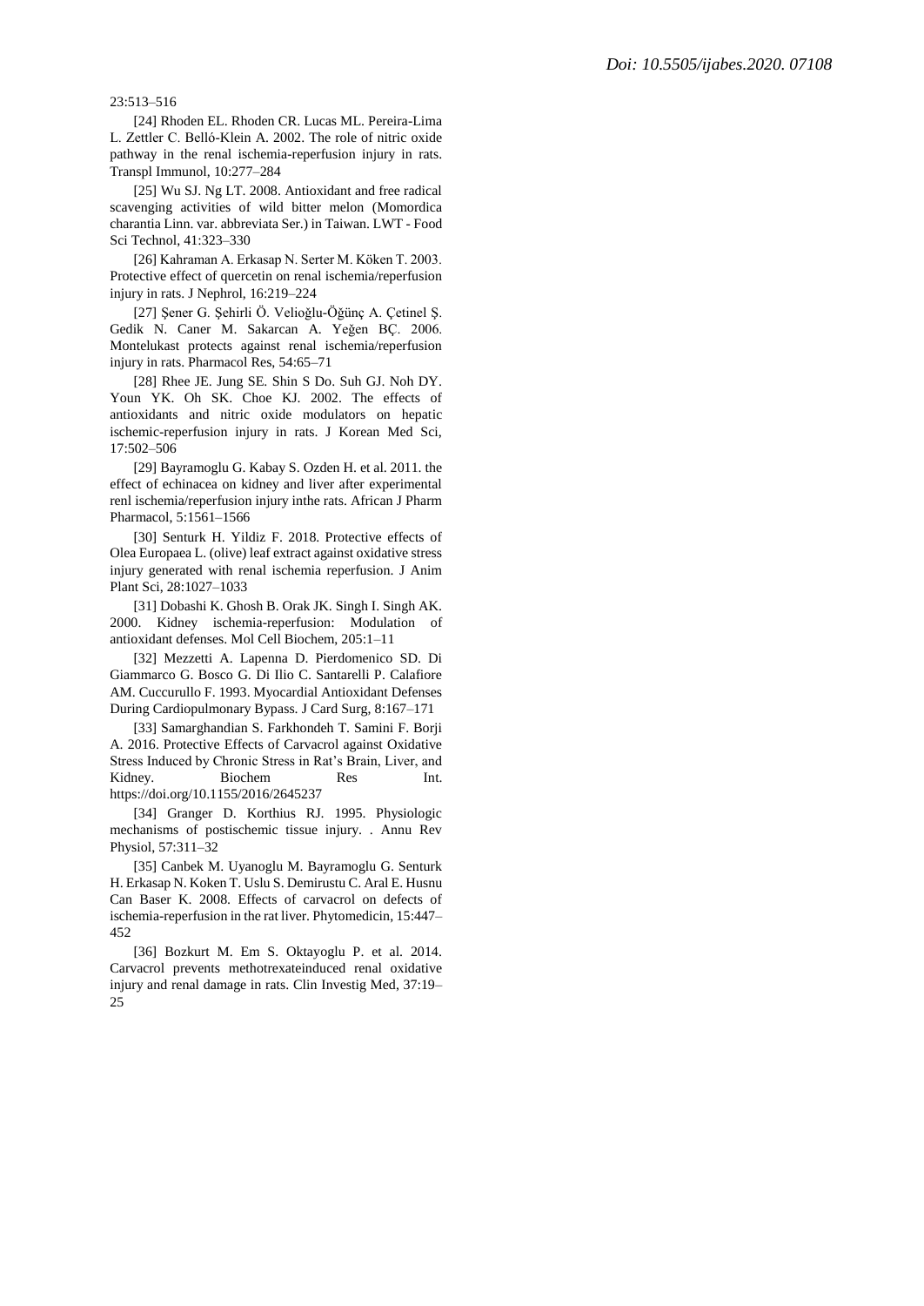23:513–516

[24] Rhoden EL. Rhoden CR. Lucas ML. Pereira-Lima L. Zettler C. Belló-Klein A. 2002. The role of nitric oxide pathway in the renal ischemia-reperfusion injury in rats. Transpl Immunol, 10:277–284

[25] Wu SJ. Ng LT. 2008. Antioxidant and free radical scavenging activities of wild bitter melon (Momordica charantia Linn. var. abbreviata Ser.) in Taiwan. LWT - Food Sci Technol, 41:323–330

[26] Kahraman A. Erkasap N. Serter M. Köken T. 2003. Protective effect of quercetin on renal ischemia/reperfusion injury in rats. J Nephrol, 16:219–224

[27] Şener G. Şehirli Ö. Velioğlu-Öğünç A. Çetinel Ş. Gedik N. Caner M. Sakarcan A. Yeğen BÇ. 2006. Montelukast protects against renal ischemia/reperfusion injury in rats. Pharmacol Res, 54:65–71

[28] Rhee JE. Jung SE. Shin S Do. Suh GJ. Noh DY. Youn YK. Oh SK. Choe KJ. 2002. The effects of antioxidants and nitric oxide modulators on hepatic ischemic-reperfusion injury in rats. J Korean Med Sci, 17:502–506

[29] Bayramoglu G. Kabay S. Ozden H. et al. 2011. the effect of echinacea on kidney and liver after experimental renl ischemia/reperfusion injury inthe rats. African J Pharm Pharmacol, 5:1561–1566

[30] Senturk H. Yildiz F. 2018. Protective effects of Olea Europaea L. (olive) leaf extract against oxidative stress injury generated with renal ischemia reperfusion. J Anim Plant Sci, 28:1027–1033

[31] Dobashi K. Ghosh B. Orak JK. Singh I. Singh AK. 2000. Kidney ischemia-reperfusion: Modulation of antioxidant defenses. Mol Cell Biochem, 205:1–11

[32] Mezzetti A. Lapenna D. Pierdomenico SD. Di Giammarco G. Bosco G. Di Ilio C. Santarelli P. Calafiore AM. Cuccurullo F. 1993. Myocardial Antioxidant Defenses During Cardiopulmonary Bypass. J Card Surg, 8:167–171

[33] Samarghandian S. Farkhondeh T. Samini F. Borji A. 2016. Protective Effects of Carvacrol against Oxidative Stress Induced by Chronic Stress in Rat's Brain, Liver, and Kidney. Biochem Res Int. https://doi.org/10.1155/2016/2645237

[34] Granger D. Korthius RJ. 1995. Physiologic mechanisms of postischemic tissue injury. . Annu Rev Physiol, 57:311–32

[35] Canbek M. Uyanoglu M. Bayramoglu G. Senturk H. Erkasap N. Koken T. Uslu S. Demirustu C. Aral E. Husnu Can Baser K. 2008. Effects of carvacrol on defects of ischemia-reperfusion in the rat liver. Phytomedicin, 15:447–452

[36] Bozkurt M. Em S. Oktayoglu P. et al. 2014. Carvacrol prevents methotrexateinduced renal oxidative injury and renal damage in rats. Clin Investig Med, 37:19–25